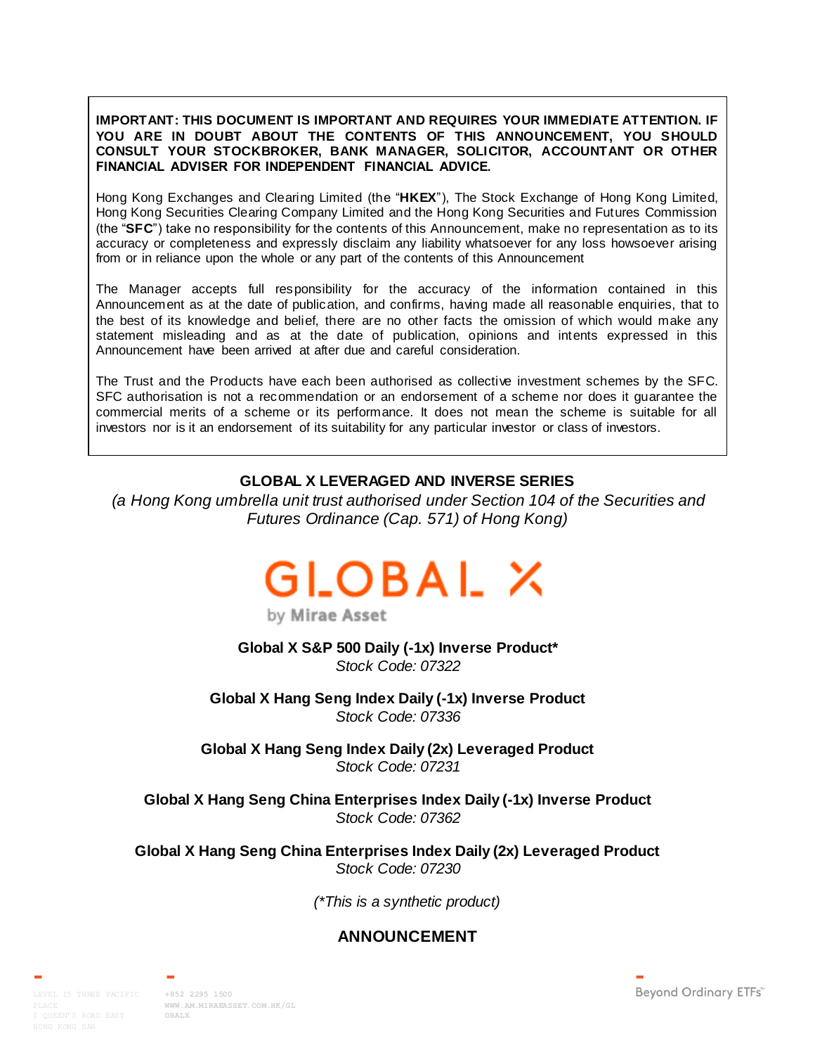**IMPORTANT: THIS DOCUMENT IS IMPORTANT AND REQUIRES YOUR IMMEDIATE ATTENTION. IF YOU ARE IN DOUBT ABOUT THE CONTENTS OF THIS ANNOUNCEMENT, YOU SHOULD CONSULT YOUR STOCKBROKER, BANK MANAGER, SOLICITOR, ACCOUNTANT OR OTHER FINANCIAL ADVISER FOR INDEPENDENT FINANCIAL ADVICE.**

Hong Kong Exchanges and Clearing Limited (the "**HKEX**"), The Stock Exchange of Hong Kong Limited, Hong Kong Securities Clearing Company Limited and the Hong Kong Securities and Futures Commission (the "**SFC**") take no responsibility for the contents of this Announcement, make no representation as to its accuracy or completeness and expressly disclaim any liability whatsoever for any loss howsoever arising from or in reliance upon the whole or any part of the contents of this Announcement

The Manager accepts full responsibility for the accuracy of the information contained in this Announcement as at the date of publication, and confirms, having made all reasonable enquiries, that to the best of its knowledge and belief, there are no other facts the omission of which would make any statement misleading and as at the date of publication, opinions and intents expressed in this Announcement have been arrived at after due and careful consideration.

The Trust and the Products have each been authorised as collective investment schemes by the SFC. SFC authorisation is not a recommendation or an endorsement of a scheme nor does it guarantee the commercial merits of a scheme or its performance. It does not mean the scheme is suitable for all investors nor is it an endorsement of its suitability for any particular investor or class of investors.

**GLOBAL X LEVERAGED AND INVERSE SERIES**

*(a Hong Kong umbrella unit trust authorised under Section 104 of the Securities and Futures Ordinance (Cap. 571) of Hong Kong)*

GLOBAL X by Mirae Asset

**Global X S&P 500 Daily (-1x) Inverse Product***
*Stock Code: 07322*

**Global X Hang Seng Index Daily (-1x) Inverse Product**
*Stock Code: 07336*

**Global X Hang Seng Index Daily (2x) Leveraged Product**
*Stock Code: 07231*

**Global X Hang Seng China Enterprises Index Daily (-1x) Inverse Product**
*Stock Code: 07362*

**Global X Hang Seng China Enterprises Index Daily (2x) Leveraged Product**
*Stock Code: 07230*

*(*This is a synthetic product)*

## ANNOUNCEMENT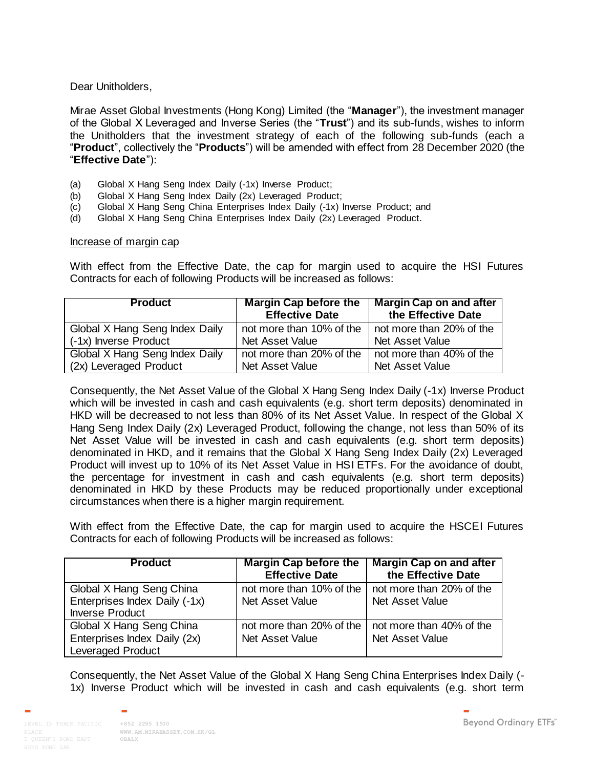Dear Unitholders,

Mirae Asset Global Investments (Hong Kong) Limited (the "**Manager**"), the investment manager of the Global X Leveraged and Inverse Series (the "**Trust**") and its sub-funds, wishes to inform the Unitholders that the investment strategy of each of the following sub-funds (each a "**Product**", collectively the "**Products**") will be amended with effect from 28 December 2020 (the "**Effective Date**"):

(a) Global X Hang Seng Index Daily (-1x) Inverse Product;
(b) Global X Hang Seng Index Daily (2x) Leveraged Product;
(c) Global X Hang Seng China Enterprises Index Daily (-1x) Inverse Product; and
(d) Global X Hang Seng China Enterprises Index Daily (2x) Leveraged Product.

<u>Increase of margin cap</u>

With effect from the Effective Date, the cap for margin used to acquire the HSI Futures Contracts for each of following Products will be increased as follows:

| Product | Margin Cap before the Effective Date | Margin Cap on and after the Effective Date |
|---|---|---|
| Global X Hang Seng Index Daily (-1x) Inverse Product | not more than 10% of the Net Asset Value | not more than 20% of the Net Asset Value |
| Global X Hang Seng Index Daily (2x) Leveraged Product | not more than 20% of the Net Asset Value | not more than 40% of the Net Asset Value |

Consequently, the Net Asset Value of the Global X Hang Seng Index Daily (-1x) Inverse Product which will be invested in cash and cash equivalents (e.g. short term deposits) denominated in HKD will be decreased to not less than 80% of its Net Asset Value. In respect of the Global X Hang Seng Index Daily (2x) Leveraged Product, following the change, not less than 50% of its Net Asset Value will be invested in cash and cash equivalents (e.g. short term deposits) denominated in HKD, and it remains that the Global X Hang Seng Index Daily (2x) Leveraged Product will invest up to 10% of its Net Asset Value in HSI ETFs. For the avoidance of doubt, the percentage for investment in cash and cash equivalents (e.g. short term deposits) denominated in HKD by these Products may be reduced proportionally under exceptional circumstances when there is a higher margin requirement.

With effect from the Effective Date, the cap for margin used to acquire the HSCEI Futures Contracts for each of following Products will be increased as follows:

| Product | Margin Cap before the Effective Date | Margin Cap on and after the Effective Date |
|---|---|---|
| Global X Hang Seng China Enterprises Index Daily (-1x) Inverse Product | not more than 10% of the Net Asset Value | not more than 20% of the Net Asset Value |
| Global X Hang Seng China Enterprises Index Daily (2x) Leveraged Product | not more than 20% of the Net Asset Value | not more than 40% of the Net Asset Value |

Consequently, the Net Asset Value of the Global X Hang Seng China Enterprises Index Daily (-1x) Inverse Product which will be invested in cash and cash equivalents (e.g. short term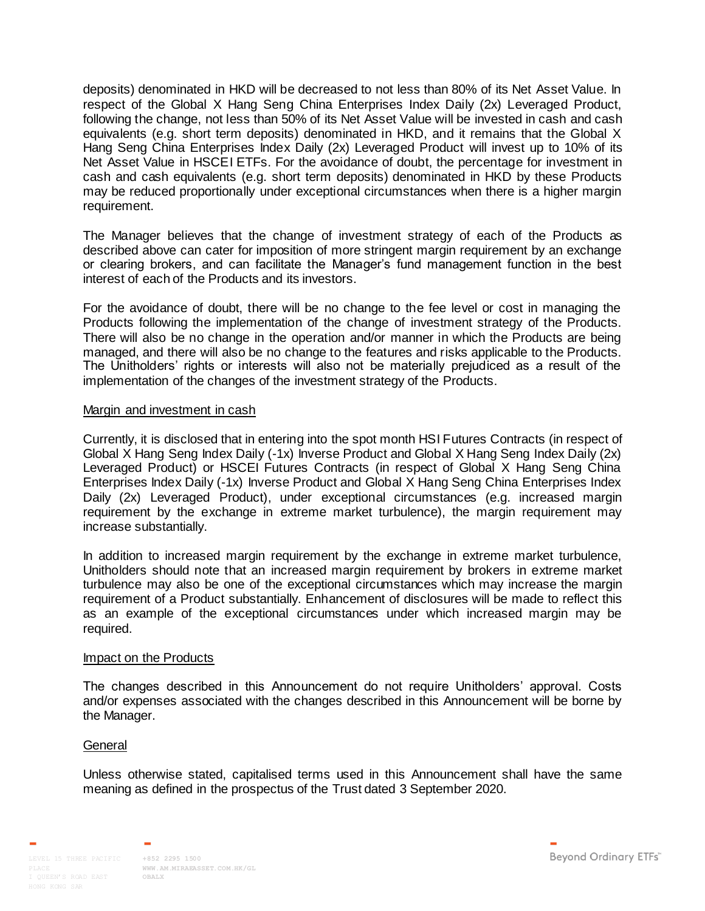deposits) denominated in HKD will be decreased to not less than 80% of its Net Asset Value. In respect of the Global X Hang Seng China Enterprises Index Daily (2x) Leveraged Product, following the change, not less than 50% of its Net Asset Value will be invested in cash and cash equivalents (e.g. short term deposits) denominated in HKD, and it remains that the Global X Hang Seng China Enterprises Index Daily (2x) Leveraged Product will invest up to 10% of its Net Asset Value in HSCEI ETFs. For the avoidance of doubt, the percentage for investment in cash and cash equivalents (e.g. short term deposits) denominated in HKD by these Products may be reduced proportionally under exceptional circumstances when there is a higher margin requirement.

The Manager believes that the change of investment strategy of each of the Products as described above can cater for imposition of more stringent margin requirement by an exchange or clearing brokers, and can facilitate the Manager's fund management function in the best interest of each of the Products and its investors.

For the avoidance of doubt, there will be no change to the fee level or cost in managing the Products following the implementation of the change of investment strategy of the Products. There will also be no change in the operation and/or manner in which the Products are being managed, and there will also be no change to the features and risks applicable to the Products. The Unitholders' rights or interests will also not be materially prejudiced as a result of the implementation of the changes of the investment strategy of the Products.

## Margin and investment in cash

Currently, it is disclosed that in entering into the spot month HSI Futures Contracts (in respect of Global X Hang Seng Index Daily (-1x) Inverse Product and Global X Hang Seng Index Daily (2x) Leveraged Product) or HSCEI Futures Contracts (in respect of Global X Hang Seng China Enterprises Index Daily (-1x) Inverse Product and Global X Hang Seng China Enterprises Index Daily (2x) Leveraged Product), under exceptional circumstances (e.g. increased margin requirement by the exchange in extreme market turbulence), the margin requirement may increase substantially.

In addition to increased margin requirement by the exchange in extreme market turbulence, Unitholders should note that an increased margin requirement by brokers in extreme market turbulence may also be one of the exceptional circumstances which may increase the margin requirement of a Product substantially. Enhancement of disclosures will be made to reflect this as an example of the exceptional circumstances under which increased margin may be required.

## Impact on the Products

The changes described in this Announcement do not require Unitholders' approval. Costs and/or expenses associated with the changes described in this Announcement will be borne by the Manager.

## General

Unless otherwise stated, capitalised terms used in this Announcement shall have the same meaning as defined in the prospectus of the Trust dated 3 September 2020.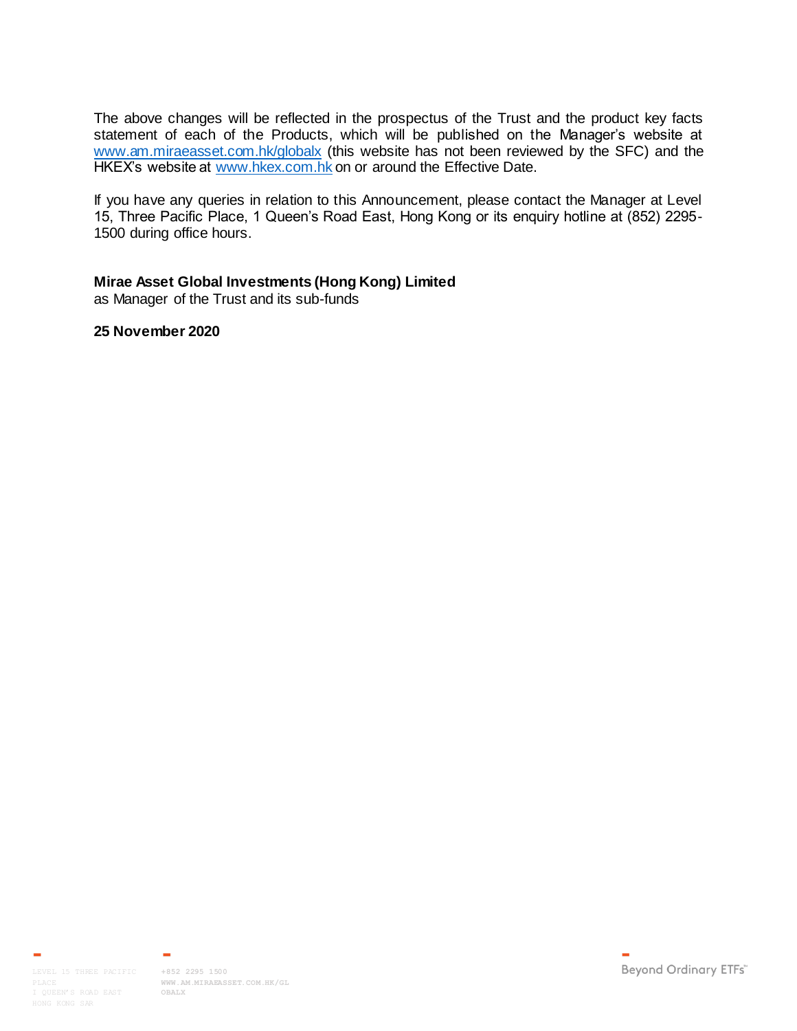The above changes will be reflected in the prospectus of the Trust and the product key facts statement of each of the Products, which will be published on the Manager's website at www.am.miraeasset.com.hk/globalx (this website has not been reviewed by the SFC) and the HKEX's website at www.hkex.com.hk on or around the Effective Date.

If you have any queries in relation to this Announcement, please contact the Manager at Level 15, Three Pacific Place, 1 Queen's Road East, Hong Kong or its enquiry hotline at (852) 2295-1500 during office hours.

**Mirae Asset Global Investments (Hong Kong) Limited**
as Manager of the Trust and its sub-funds

**25 November 2020**